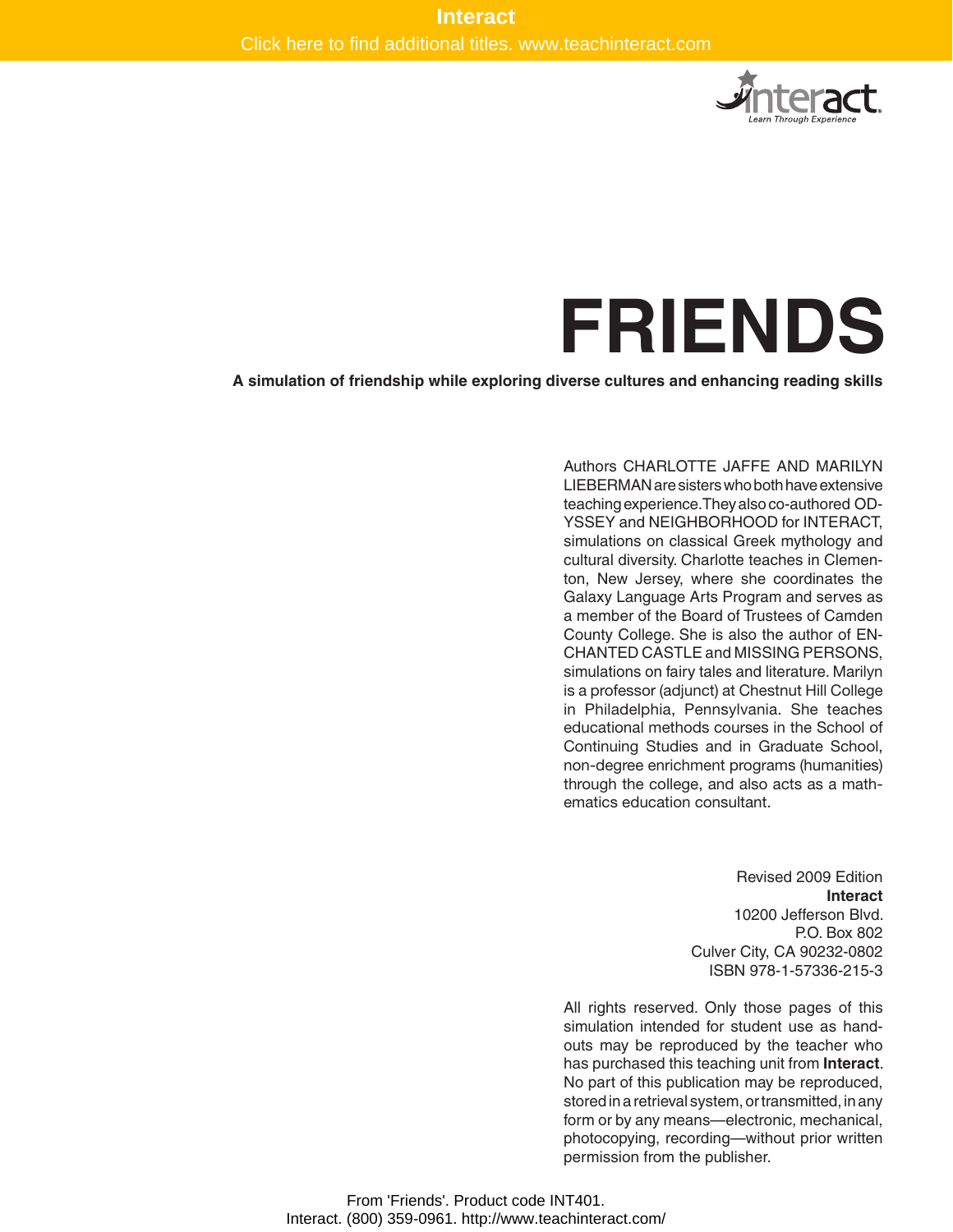**Interact**

Click here to find additional titles. www.teachinteract.com

interact
Learn Through Experience

# FRIENDS

**A simulation of friendship while exploring diverse cultures and enhancing reading skills**

Authors CHARLOTTE JAFFE AND MARILYN LIEBERMAN are sisters who both have extensive teaching experience. They also co-authored ODYSSEY and NEIGHBORHOOD for INTERACT, simulations on classical Greek mythology and cultural diversity. Charlotte teaches in Clementon, New Jersey, where she coordinates the Galaxy Language Arts Program and serves as a member of the Board of Trustees of Camden County College. She is also the author of ENCHANTED CASTLE and MISSING PERSONS, simulations on fairy tales and literature. Marilyn is a professor (adjunct) at Chestnut Hill College in Philadelphia, Pennsylvania. She teaches educational methods courses in the School of Continuing Studies and in Graduate School, non-degree enrichment programs (humanities) through the college, and also acts as a mathematics education consultant.

Revised 2009 Edition
**Interact**
10200 Jefferson Blvd.
P.O. Box 802
Culver City, CA 90232-0802
ISBN 978-1-57336-215-3

All rights reserved. Only those pages of this simulation intended for student use as handouts may be reproduced by the teacher who has purchased this teaching unit from **Interact**. No part of this publication may be reproduced, stored in a retrieval system, or transmitted, in any form or by any means—electronic, mechanical, photocopying, recording—without prior written permission from the publisher.

From 'Friends'. Product code INT401.
Interact. (800) 359-0961. http://www.teachinteract.com/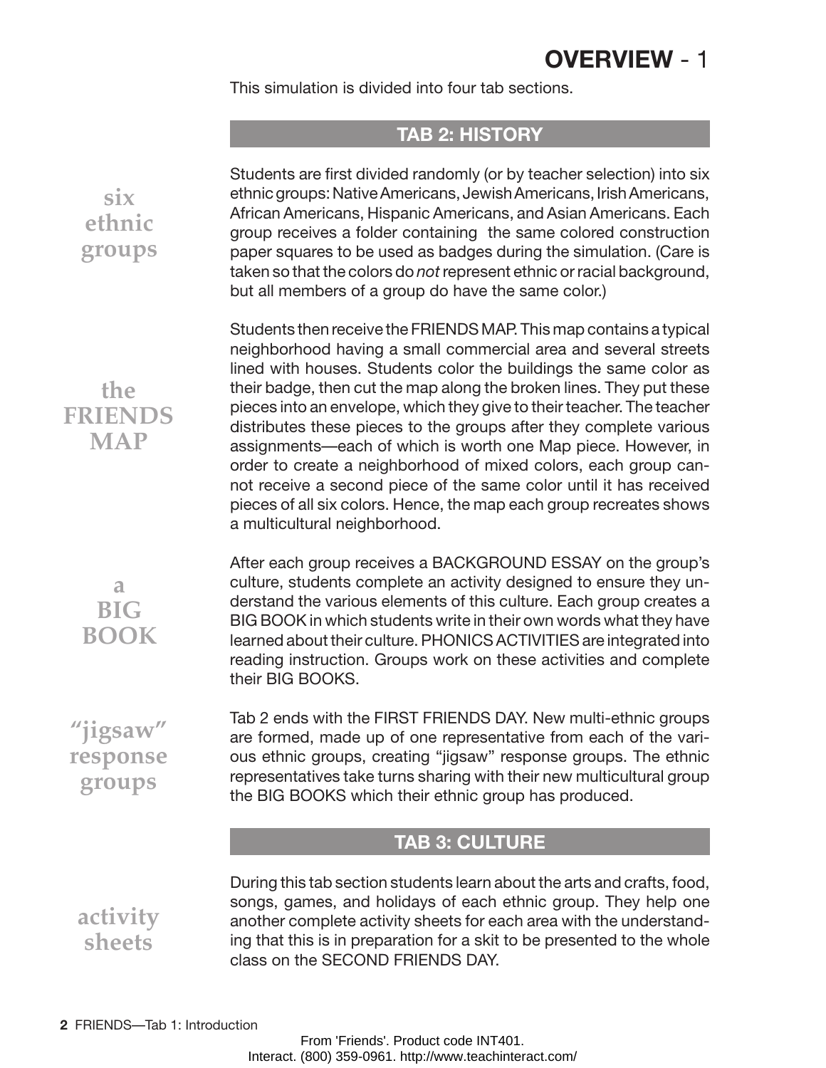# OVERVIEW - 1

This simulation is divided into four tab sections.

## TAB 2: HISTORY

**six ethnic groups**

Students are first divided randomly (or by teacher selection) into six ethnic groups: Native Americans, Jewish Americans, Irish Americans, African Americans, Hispanic Americans, and Asian Americans. Each group receives a folder containing the same colored construction paper squares to be used as badges during the simulation. (Care is taken so that the colors do *not* represent ethnic or racial background, but all members of a group do have the same color.)

**the FRIENDS MAP**

Students then receive the FRIENDS MAP. This map contains a typical neighborhood having a small commercial area and several streets lined with houses. Students color the buildings the same color as their badge, then cut the map along the broken lines. They put these pieces into an envelope, which they give to their teacher. The teacher distributes these pieces to the groups after they complete various assignments—each of which is worth one Map piece. However, in order to create a neighborhood of mixed colors, each group cannot receive a second piece of the same color until it has received pieces of all six colors. Hence, the map each group recreates shows a multicultural neighborhood.

**a BIG BOOK**

After each group receives a BACKGROUND ESSAY on the group's culture, students complete an activity designed to ensure they understand the various elements of this culture. Each group creates a BIG BOOK in which students write in their own words what they have learned about their culture. PHONICS ACTIVITIES are integrated into reading instruction. Groups work on these activities and complete their BIG BOOKS.

**"jigsaw" response groups**

Tab 2 ends with the FIRST FRIENDS DAY. New multi-ethnic groups are formed, made up of one representative from each of the various ethnic groups, creating "jigsaw" response groups. The ethnic representatives take turns sharing with their new multicultural group the BIG BOOKS which their ethnic group has produced.

## TAB 3: CULTURE

**activity sheets**

During this tab section students learn about the arts and crafts, food, songs, games, and holidays of each ethnic group. They help one another complete activity sheets for each area with the understanding that this is in preparation for a skit to be presented to the whole class on the SECOND FRIENDS DAY.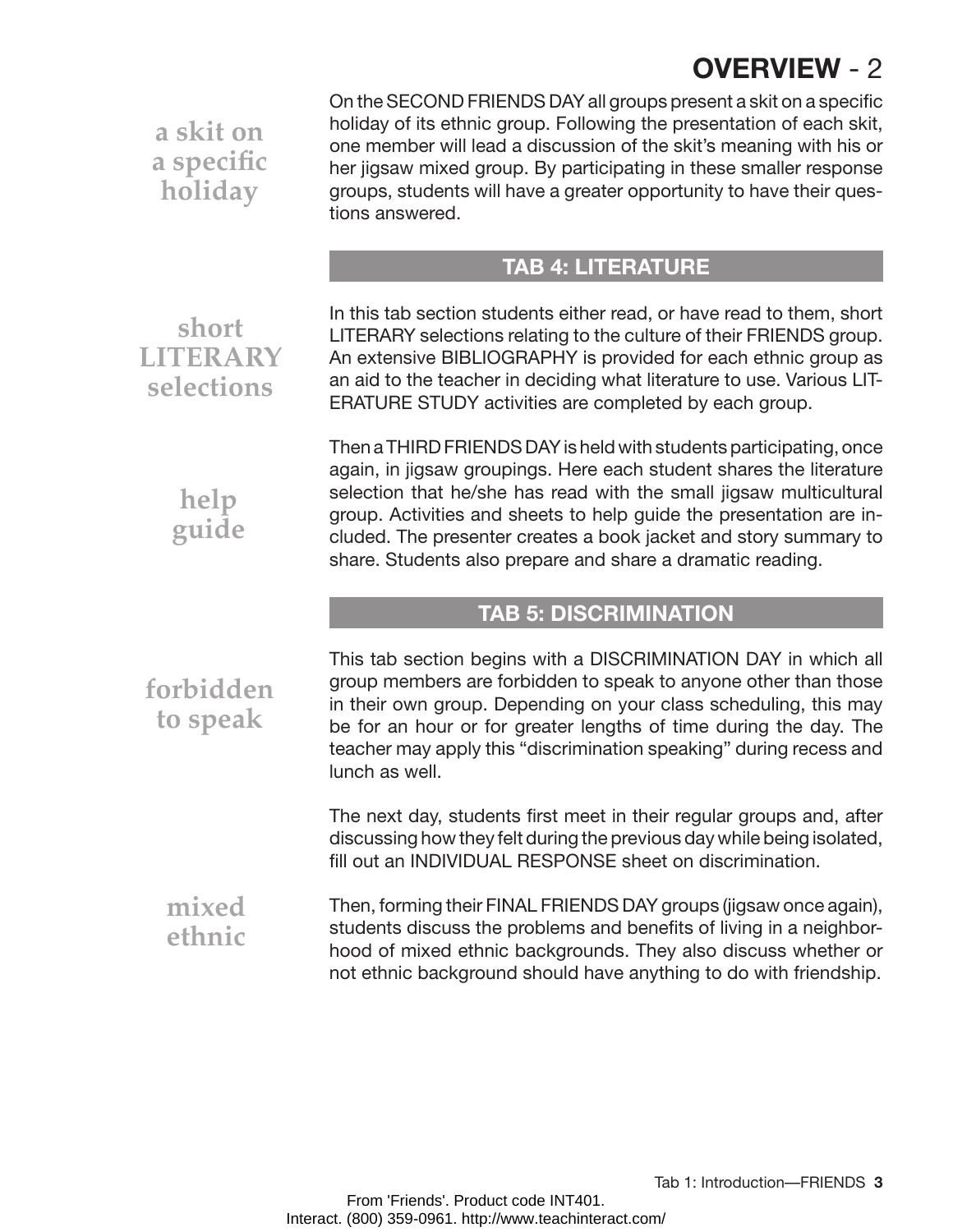# OVERVIEW - 2

**a skit on a specific holiday**

On the SECOND FRIENDS DAY all groups present a skit on a specific holiday of its ethnic group. Following the presentation of each skit, one member will lead a discussion of the skit's meaning with his or her jigsaw mixed group. By participating in these smaller response groups, students will have a greater opportunity to have their questions answered.

## TAB 4: LITERATURE

**short LITERARY selections**

In this tab section students either read, or have read to them, short LITERARY selections relating to the culture of their FRIENDS group. An extensive BIBLIOGRAPHY is provided for each ethnic group as an aid to the teacher in deciding what literature to use. Various LITERATURE STUDY activities are completed by each group.

**help guide**

Then a THIRD FRIENDS DAY is held with students participating, once again, in jigsaw groupings. Here each student shares the literature selection that he/she has read with the small jigsaw multicultural group. Activities and sheets to help guide the presentation are included. The presenter creates a book jacket and story summary to share. Students also prepare and share a dramatic reading.

## TAB 5: DISCRIMINATION

**forbidden to speak**

This tab section begins with a DISCRIMINATION DAY in which all group members are forbidden to speak to anyone other than those in their own group. Depending on your class scheduling, this may be for an hour or for greater lengths of time during the day. The teacher may apply this "discrimination speaking" during recess and lunch as well.

The next day, students first meet in their regular groups and, after discussing how they felt during the previous day while being isolated, fill out an INDIVIDUAL RESPONSE sheet on discrimination.

**mixed ethnic**

Then, forming their FINAL FRIENDS DAY groups (jigsaw once again), students discuss the problems and benefits of living in a neighborhood of mixed ethnic backgrounds. They also discuss whether or not ethnic background should have anything to do with friendship.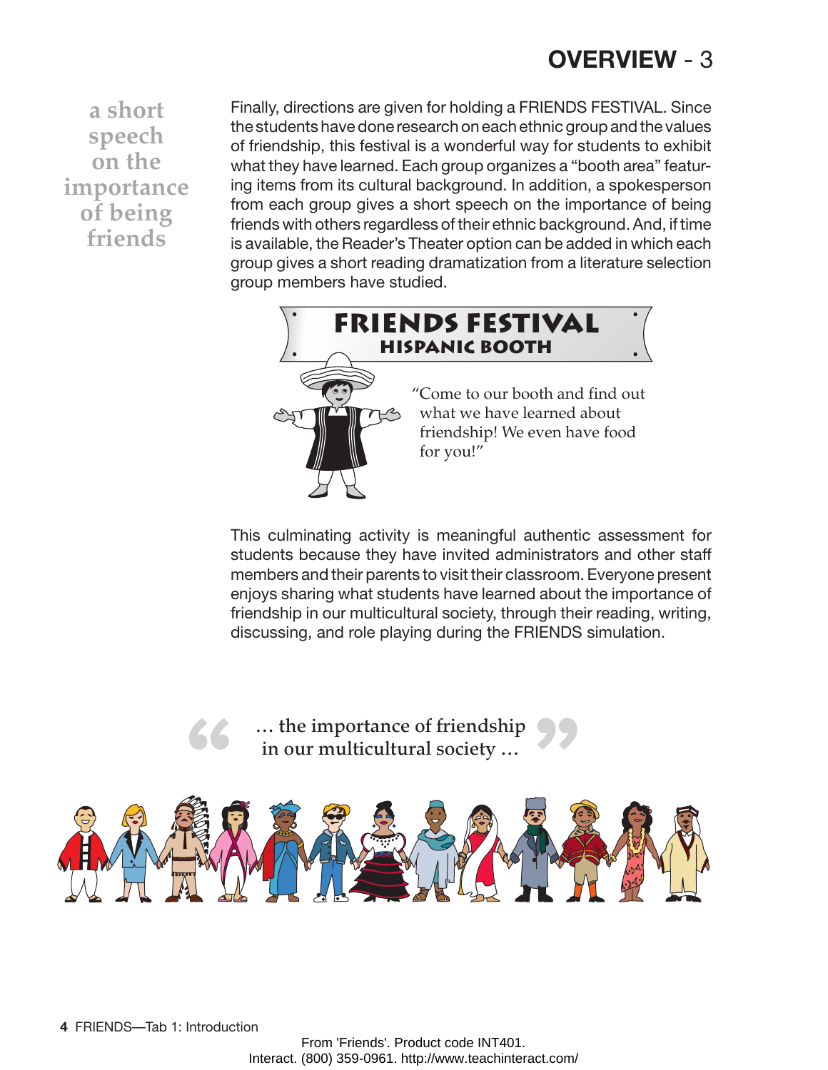## OVERVIEW - 3

a short speech on the importance of being friends

Finally, directions are given for holding a FRIENDS FESTIVAL. Since the students have done research on each ethnic group and the values of friendship, this festival is a wonderful way for students to exhibit what they have learned. Each group organizes a "booth area" featuring items from its cultural background. In addition, a spokesperson from each group gives a short speech on the importance of being friends with others regardless of their ethnic background. And, if time is available, the Reader's Theater option can be added in which each group gives a short reading dramatization from a literature selection group members have studied.

**FRIENDS FESTIVAL**
**HISPANIC BOOTH**

"Come to our booth and find out what we have learned about friendship! We even have food for you!"

This culminating activity is meaningful authentic assessment for students because they have invited administrators and other staff members and their parents to visit their classroom. Everyone present enjoys sharing what students have learned about the importance of friendship in our multicultural society, through their reading, writing, discussing, and role playing during the FRIENDS simulation.

> "… the importance of friendship in our multicultural society …"

From 'Friends'. Product code INT401.
Interact. (800) 359-0961. http://www.teachinteract.com/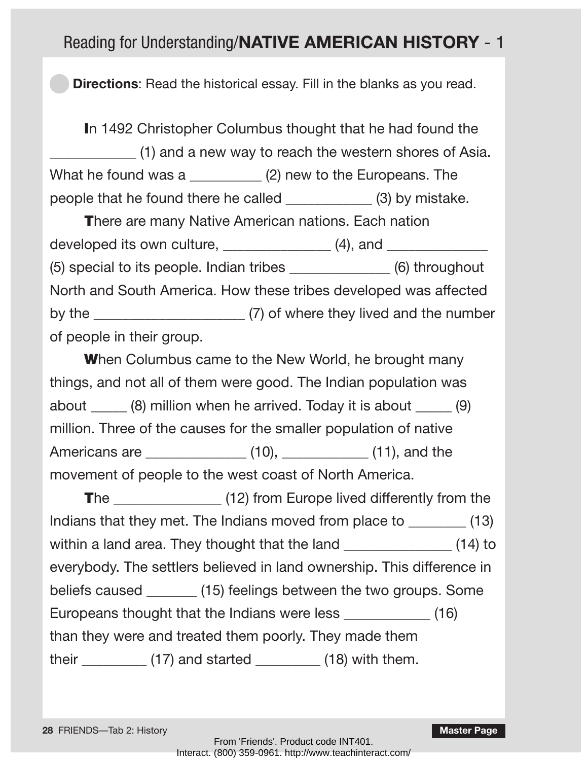# Reading for Understanding/**NATIVE AMERICAN HISTORY** - 1

**Directions**: Read the historical essay. Fill in the blanks as you read.

**I**n 1492 Christopher Columbus thought that he had found the ___________ (1) and a new way to reach the western shores of Asia. What he found was a _________ (2) new to the Europeans. The people that he found there he called ___________ (3) by mistake.

**T**here are many Native American nations. Each nation developed its own culture, ______________ (4), and _____________ (5) special to its people. Indian tribes _____________ (6) throughout North and South America. How these tribes developed was affected by the ____________________ (7) of where they lived and the number of people in their group.

**W**hen Columbus came to the New World, he brought many things, and not all of them were good. The Indian population was about _____ (8) million when he arrived. Today it is about _____ (9) million. Three of the causes for the smaller population of native Americans are _____________ (10), ___________ (11), and the movement of people to the west coast of North America.

**T**he ______________ (12) from Europe lived differently from the Indians that they met. The Indians moved from place to ________ (13) within a land area. They thought that the land ______________ (14) to everybody. The settlers believed in land ownership. This difference in beliefs caused _______ (15) feelings between the two groups. Some Europeans thought that the Indians were less ___________ (16) than they were and treated them poorly. They made them their _________ (17) and started _________ (18) with them.

From 'Friends'. Product code INT401.
Interact. (800) 359-0961. http://www.teachinteract.com/